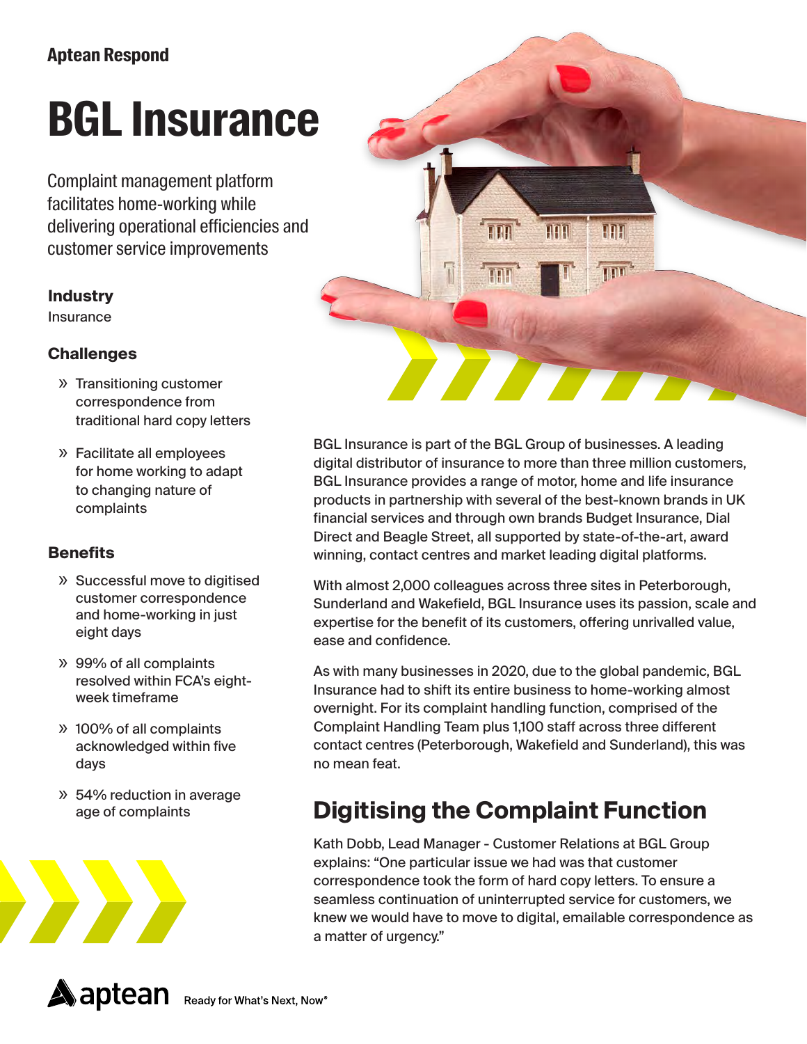Aptean Respond

# BGL Insurance

Complaint management platform facilitates home-working while delivering operational efficiencies and customer service improvements

### Industry

Insurance

### Challenges

- Transitioning customer correspondence from traditional hard copy letters
- Facilitate all employees for home working to adapt to changing nature of complaints

### Benefits

- Successful move to digitised customer correspondence and home-working in just eight days
- 99% of all complaints resolved within FCA's eight-week timeframe
- 100% of all complaints acknowledged within five days
- 54% reduction in average age of complaints

BGL Insurance is part of the BGL Group of businesses. A leading digital distributor of insurance to more than three million customers, BGL Insurance provides a range of motor, home and life insurance products in partnership with several of the best-known brands in UK financial services and through own brands Budget Insurance, Dial Direct and Beagle Street, all supported by state-of-the-art, award winning, contact centres and market leading digital platforms.

With almost 2,000 colleagues across three sites in Peterborough, Sunderland and Wakefield, BGL Insurance uses its passion, scale and expertise for the benefit of its customers, offering unrivalled value, ease and confidence.

As with many businesses in 2020, due to the global pandemic, BGL Insurance had to shift its entire business to home-working almost overnight. For its complaint handling function, comprised of the Complaint Handling Team plus 1,100 staff across three different contact centres (Peterborough, Wakefield and Sunderland), this was no mean feat.

## Digitising the Complaint Function

Kath Dobb, Lead Manager - Customer Relations at BGL Group explains: "One particular issue we had was that customer correspondence took the form of hard copy letters. To ensure a seamless continuation of uninterrupted service for customers, we knew we would have to move to digital, emailable correspondence as a matter of urgency."

aptean Ready for What's Next, Now®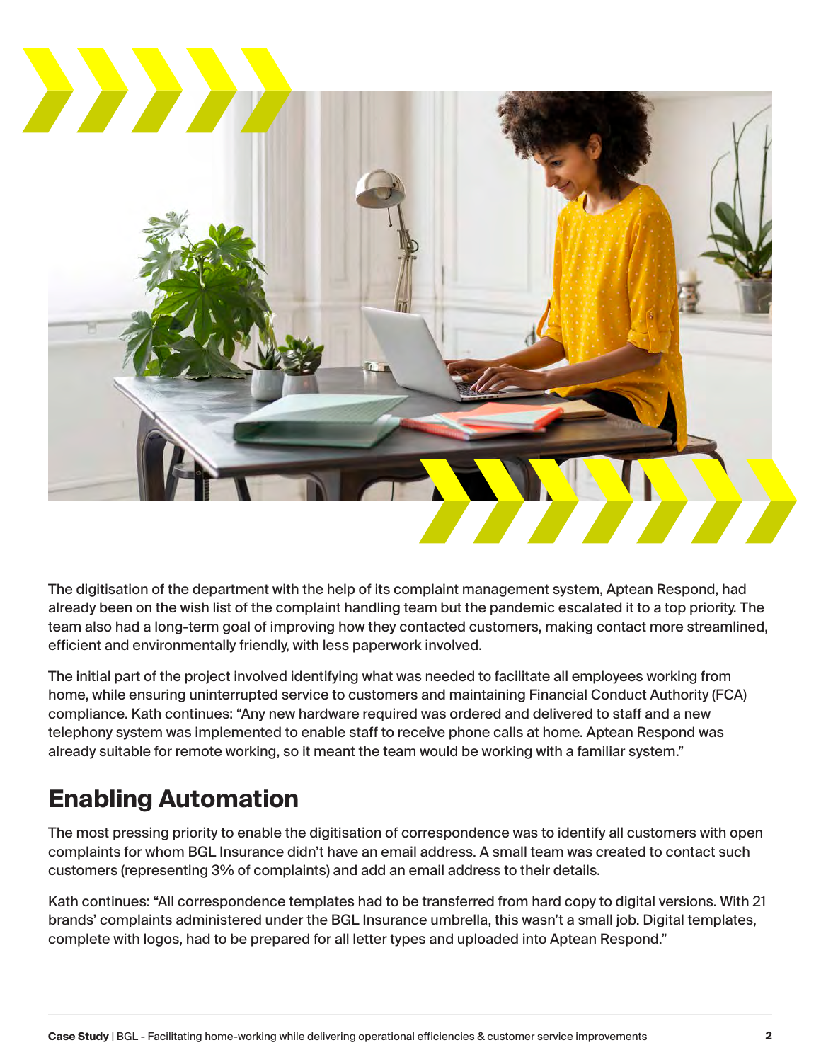The digitisation of the department with the help of its complaint management system, Aptean Respond, had already been on the wish list of the complaint handling team but the pandemic escalated it to a top priority. The team also had a long-term goal of improving how they contacted customers, making contact more streamlined, efficient and environmentally friendly, with less paperwork involved.

The initial part of the project involved identifying what was needed to facilitate all employees working from home, while ensuring uninterrupted service to customers and maintaining Financial Conduct Authority (FCA) compliance. Kath continues: "Any new hardware required was ordered and delivered to staff and a new telephony system was implemented to enable staff to receive phone calls at home. Aptean Respond was already suitable for remote working, so it meant the team would be working with a familiar system."

## Enabling Automation

The most pressing priority to enable the digitisation of correspondence was to identify all customers with open complaints for whom BGL Insurance didn't have an email address. A small team was created to contact such customers (representing 3% of complaints) and add an email address to their details.

Kath continues: "All correspondence templates had to be transferred from hard copy to digital versions. With 21 brands' complaints administered under the BGL Insurance umbrella, this wasn't a small job. Digital templates, complete with logos, had to be prepared for all letter types and uploaded into Aptean Respond."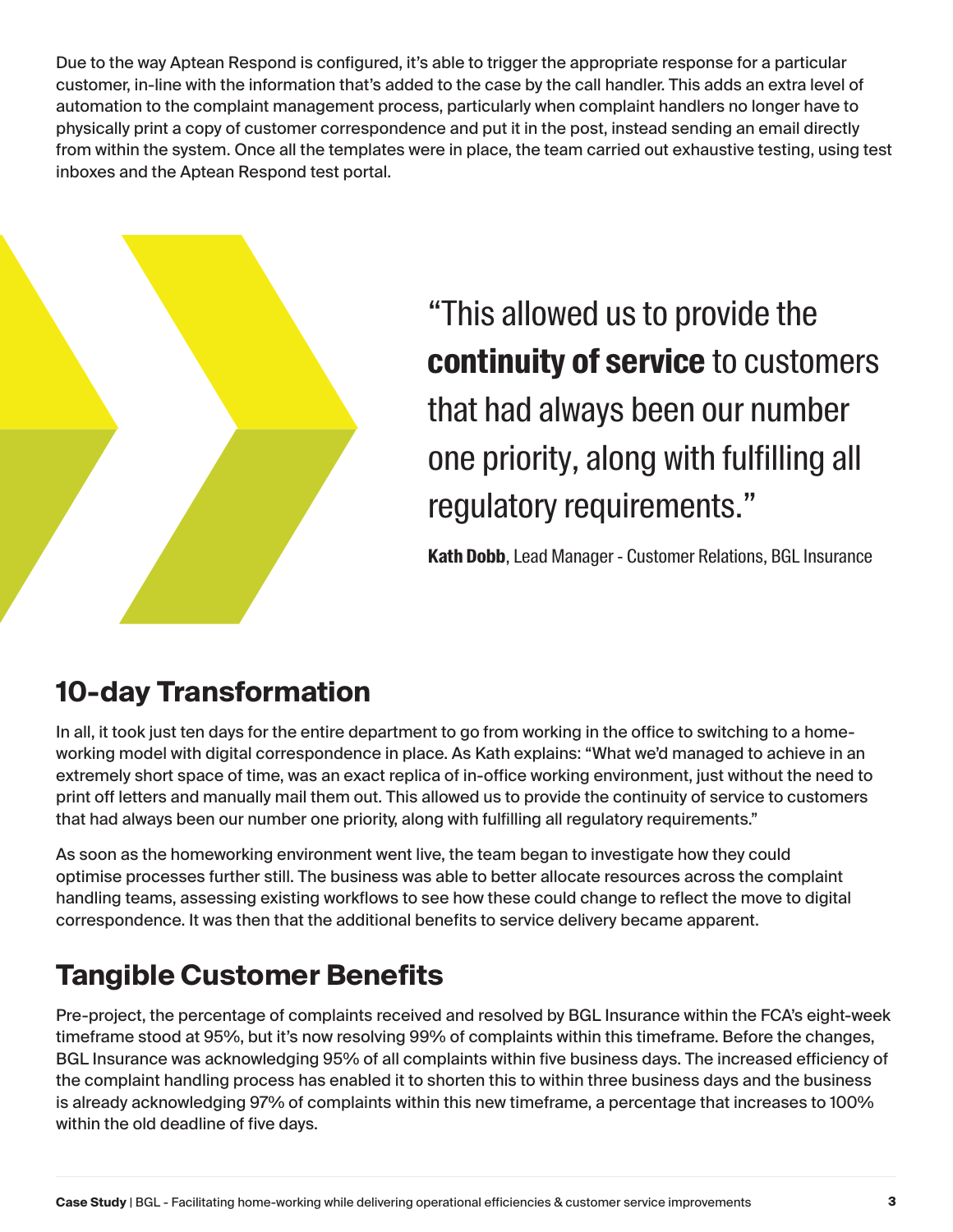Due to the way Aptean Respond is configured, it's able to trigger the appropriate response for a particular customer, in-line with the information that's added to the case by the call handler. This adds an extra level of automation to the complaint management process, particularly when complaint handlers no longer have to physically print a copy of customer correspondence and put it in the post, instead sending an email directly from within the system. Once all the templates were in place, the team carried out exhaustive testing, using test inboxes and the Aptean Respond test portal.

> "This allowed us to provide the **continuity of service** to customers that had always been our number one priority, along with fulfilling all regulatory requirements."
>
> **Kath Dobb**, Lead Manager - Customer Relations, BGL Insurance

## 10-day Transformation

In all, it took just ten days for the entire department to go from working in the office to switching to a home-working model with digital correspondence in place. As Kath explains: "What we'd managed to achieve in an extremely short space of time, was an exact replica of in-office working environment, just without the need to print off letters and manually mail them out. This allowed us to provide the continuity of service to customers that had always been our number one priority, along with fulfilling all regulatory requirements."

As soon as the homeworking environment went live, the team began to investigate how they could optimise processes further still. The business was able to better allocate resources across the complaint handling teams, assessing existing workflows to see how these could change to reflect the move to digital correspondence. It was then that the additional benefits to service delivery became apparent.

## Tangible Customer Benefits

Pre-project, the percentage of complaints received and resolved by BGL Insurance within the FCA's eight-week timeframe stood at 95%, but it's now resolving 99% of complaints within this timeframe. Before the changes, BGL Insurance was acknowledging 95% of all complaints within five business days. The increased efficiency of the complaint handling process has enabled it to shorten this to within three business days and the business is already acknowledging 97% of complaints within this new timeframe, a percentage that increases to 100% within the old deadline of five days.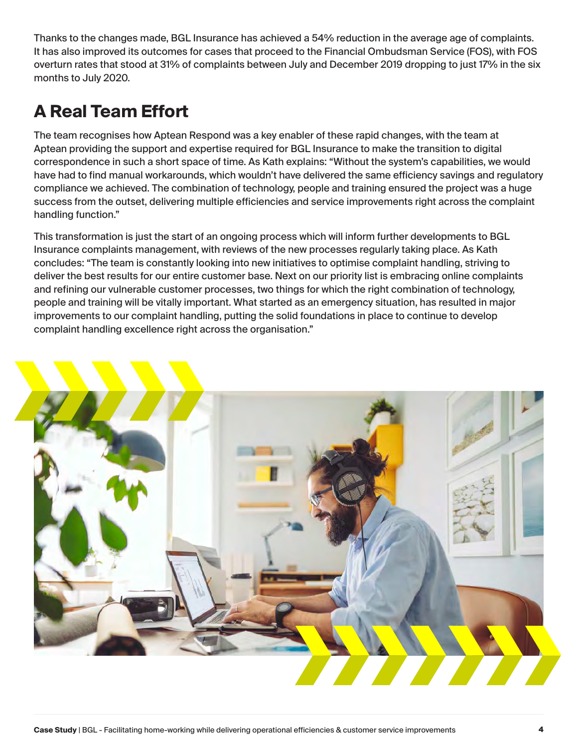Thanks to the changes made, BGL Insurance has achieved a 54% reduction in the average age of complaints. It has also improved its outcomes for cases that proceed to the Financial Ombudsman Service (FOS), with FOS overturn rates that stood at 31% of complaints between July and December 2019 dropping to just 17% in the six months to July 2020.

## A Real Team Effort

The team recognises how Aptean Respond was a key enabler of these rapid changes, with the team at Aptean providing the support and expertise required for BGL Insurance to make the transition to digital correspondence in such a short space of time. As Kath explains: "Without the system's capabilities, we would have had to find manual workarounds, which wouldn't have delivered the same efficiency savings and regulatory compliance we achieved. The combination of technology, people and training ensured the project was a huge success from the outset, delivering multiple efficiencies and service improvements right across the complaint handling function."

This transformation is just the start of an ongoing process which will inform further developments to BGL Insurance complaints management, with reviews of the new processes regularly taking place. As Kath concludes: "The team is constantly looking into new initiatives to optimise complaint handling, striving to deliver the best results for our entire customer base. Next on our priority list is embracing online complaints and refining our vulnerable customer processes, two things for which the right combination of technology, people and training will be vitally important. What started as an emergency situation, has resulted in major improvements to our complaint handling, putting the solid foundations in place to continue to develop complaint handling excellence right across the organisation."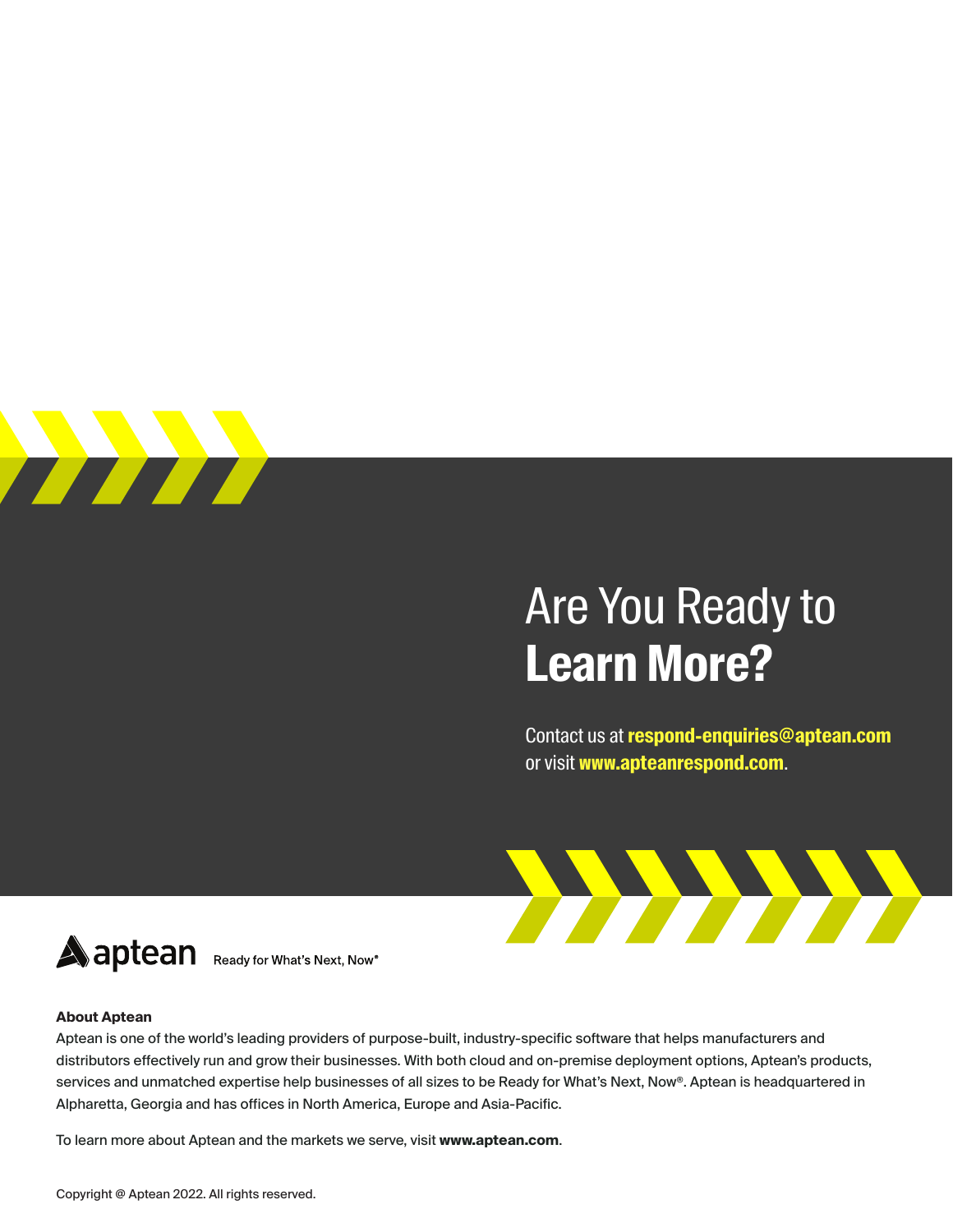# Are You Ready to **Learn More?**

Contact us at **respond-enquiries@aptean.com** or visit **www.apteanrespond.com**.

aptean Ready for What's Next, Now®

**About Aptean**

Aptean is one of the world's leading providers of purpose-built, industry-specific software that helps manufacturers and distributors effectively run and grow their businesses. With both cloud and on-premise deployment options, Aptean's products, services and unmatched expertise help businesses of all sizes to be Ready for What's Next, Now®. Aptean is headquartered in Alpharetta, Georgia and has offices in North America, Europe and Asia-Pacific.

To learn more about Aptean and the markets we serve, visit **www.aptean.com**.

Copyright @ Aptean 2022. All rights reserved.